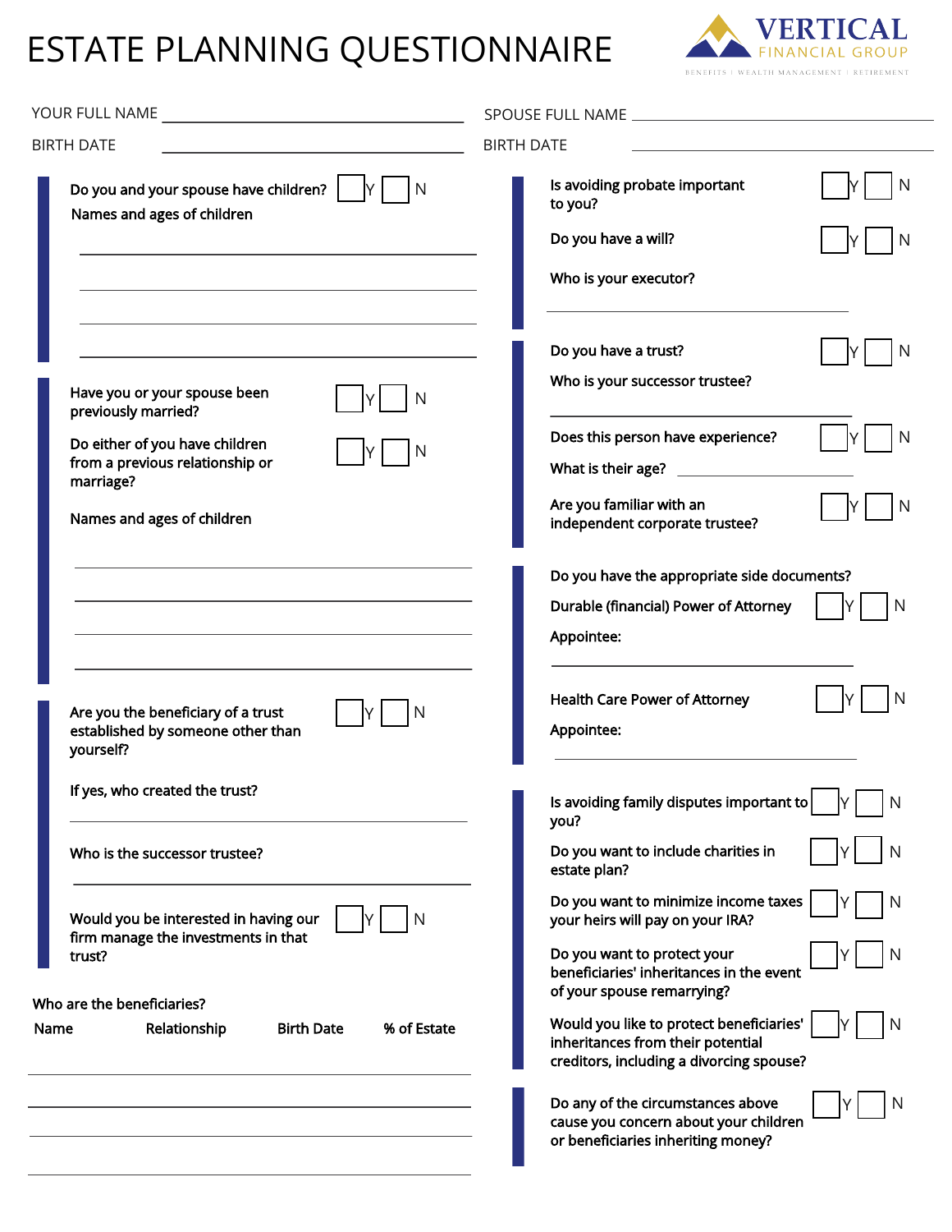# ESTATE PLANNING QUESTIONNAIRE

**VERTICAL** FINANCIAL GROUP
BENEFITS | WEALTH MANAGEMENT | RETIREMENT

YOUR FULL NAME ______________________________

BIRTH DATE ______________________________

SPOUSE FULL NAME ______________________________

BIRTH DATE ______________________________

Do you and your spouse have children? ☐ Y ☐ N

Names and ages of children

______________________________

______________________________

______________________________

______________________________

Have you or your spouse been previously married? ☐ Y ☐ N

Do either of you have children from a previous relationship or marriage? ☐ Y ☐ N

Names and ages of children

______________________________

______________________________

______________________________

______________________________

Are you the beneficiary of a trust established by someone other than yourself? ☐ Y ☐ N

If yes, who created the trust?

______________________________

Who is the successor trustee?

______________________________

Would you be interested in having our firm manage the investments in that trust? ☐ Y ☐ N

Who are the beneficiaries?

| Name | Relationship | Birth Date | % of Estate |
|---|---|---|---|
| | | | |
| | | | |
| | | | |
| | | | |

Is avoiding probate important to you? ☐ Y ☐ N

Do you have a will? ☐ Y ☐ N

Who is your executor?

______________________________

Do you have a trust? ☐ Y ☐ N

Who is your successor trustee?

______________________________

Does this person have experience? ☐ Y ☐ N

What is their age? ______________

Are you familiar with an independent corporate trustee? ☐ Y ☐ N

Do you have the appropriate side documents?

Durable (financial) Power of Attorney ☐ Y ☐ N

Appointee:

______________________________

Health Care Power of Attorney ☐ Y ☐ N

Appointee:

______________________________

Is avoiding family disputes important to you? ☐ Y ☐ N

Do you want to include charities in estate plan? ☐ Y ☐ N

Do you want to minimize income taxes your heirs will pay on your IRA? ☐ Y ☐ N

Do you want to protect your beneficiaries' inheritances in the event of your spouse remarrying? ☐ Y ☐ N

Would you like to protect beneficiaries' inheritances from their potential creditors, including a divorcing spouse? ☐ Y ☐ N

Do any of the circumstances above cause you concern about your children or beneficiaries inheriting money? ☐ Y ☐ N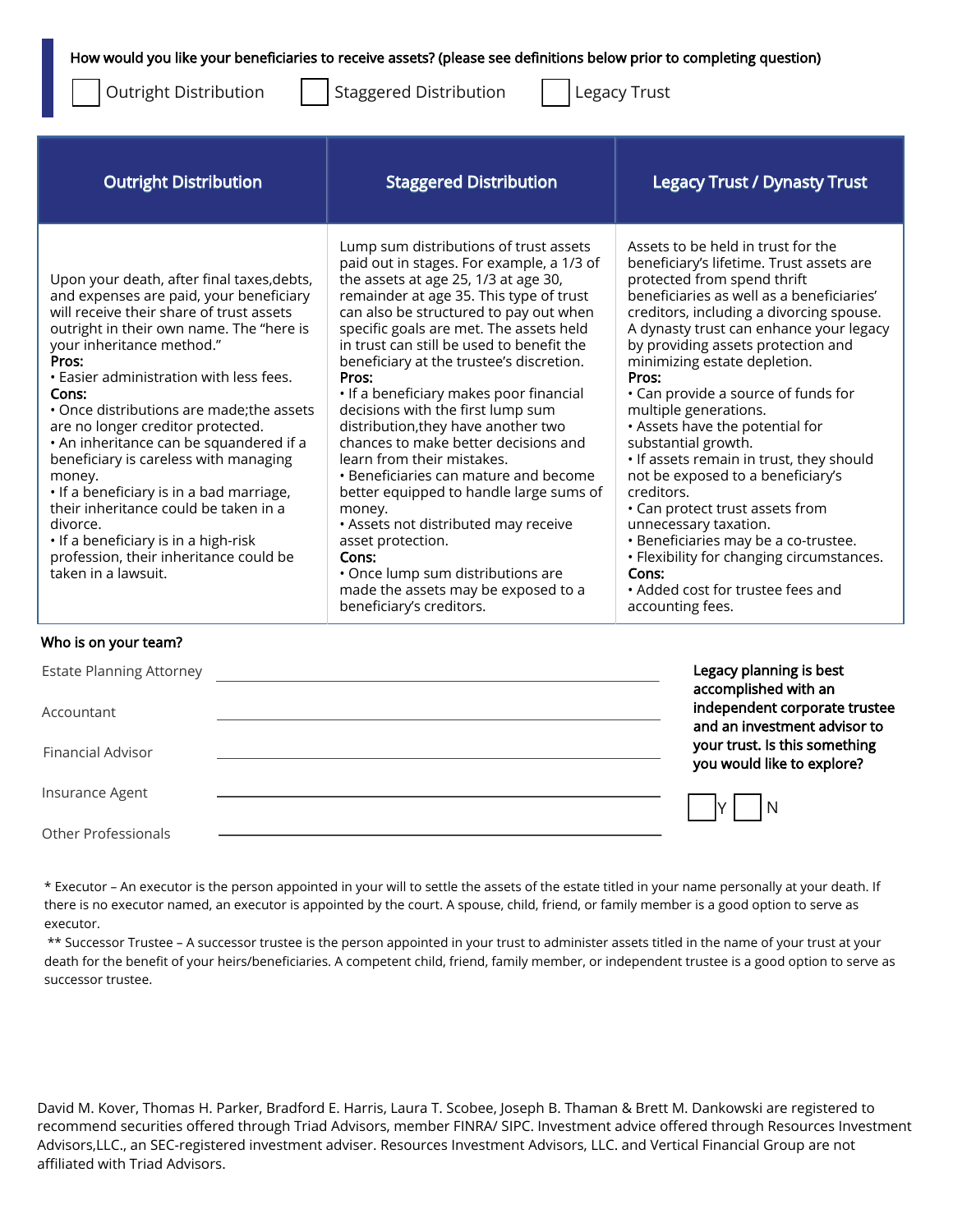How would you like your beneficiaries to receive assets? (please see definitions below prior to completing question)

☐ Outright Distribution ☐ Staggered Distribution ☐ Legacy Trust

| Outright Distribution | Staggered Distribution | Legacy Trust / Dynasty Trust |
|---|---|---|
| Upon your death, after final taxes,debts, and expenses are paid, your beneficiary will receive their share of trust assets outright in their own name. The "here is your inheritance method."<br>**Pros:**<br>• Easier administration with less fees.<br>**Cons:**<br>• Once distributions are made;the assets are no longer creditor protected.<br>• An inheritance can be squandered if a beneficiary is careless with managing money.<br>• If a beneficiary is in a bad marriage, their inheritance could be taken in a divorce.<br>• If a beneficiary is in a high-risk profession, their inheritance could be taken in a lawsuit. | Lump sum distributions of trust assets paid out in stages. For example, a 1/3 of the assets at age 25, 1/3 at age 30, remainder at age 35. This type of trust can also be structured to pay out when specific goals are met. The assets held in trust can still be used to benefit the beneficiary at the trustee's discretion.<br>**Pros:**<br>• If a beneficiary makes poor financial decisions with the first lump sum distribution,they have another two chances to make better decisions and learn from their mistakes.<br>• Beneficiaries can mature and become better equipped to handle large sums of money.<br>• Assets not distributed may receive asset protection.<br>**Cons:**<br>• Once lump sum distributions are made the assets may be exposed to a beneficiary's creditors. | Assets to be held in trust for the beneficiary's lifetime. Trust assets are protected from spend thrift beneficiaries as well as a beneficiaries' creditors, including a divorcing spouse. A dynasty trust can enhance your legacy by providing assets protection and minimizing estate depletion.<br>**Pros:**<br>• Can provide a source of funds for multiple generations.<br>• Assets have the potential for substantial growth.<br>• If assets remain in trust, they should not be exposed to a beneficiary's creditors.<br>• Can protect trust assets from unnecessary taxation.<br>• Beneficiaries may be a co-trustee.<br>• Flexibility for changing circumstances.<br>**Cons:**<br>• Added cost for trustee fees and accounting fees. |

**Who is on your team?**

Estate Planning Attorney ______________________________

Accountant ______________________________

Financial Advisor ______________________________

Insurance Agent ______________________________

Other Professionals ______________________________

**Legacy planning is best accomplished with an independent corporate trustee and an investment advisor to your trust. Is this something you would like to explore?**

☐ Y ☐ N

\* Executor – An executor is the person appointed in your will to settle the assets of the estate titled in your name personally at your death. If there is no executor named, an executor is appointed by the court. A spouse, child, friend, or family member is a good option to serve as executor.

\*\* Successor Trustee – A successor trustee is the person appointed in your trust to administer assets titled in the name of your trust at your death for the benefit of your heirs/beneficiaries. A competent child, friend, family member, or independent trustee is a good option to serve as successor trustee.

David M. Kover, Thomas H. Parker, Bradford E. Harris, Laura T. Scobee, Joseph B. Thaman & Brett M. Dankowski are registered to recommend securities offered through Triad Advisors, member FINRA/ SIPC. Investment advice offered through Resources Investment Advisors,LLC., an SEC-registered investment adviser. Resources Investment Advisors, LLC. and Vertical Financial Group are not affiliated with Triad Advisors.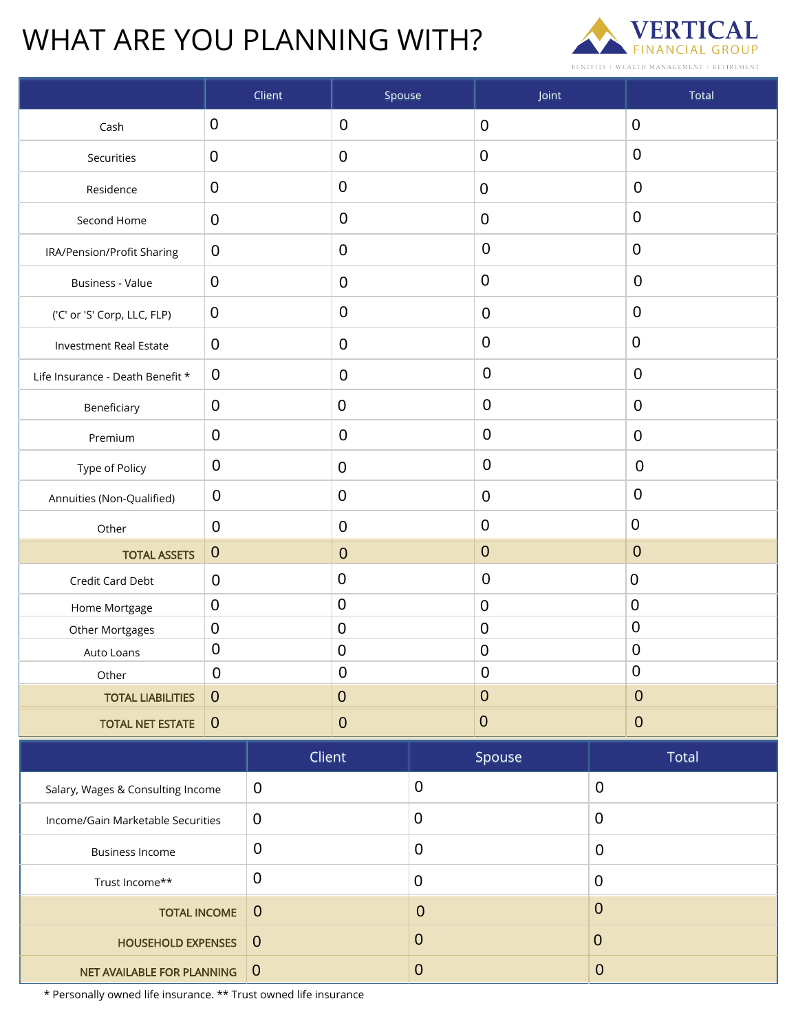# WHAT ARE YOU PLANNING WITH?

VERTICAL FINANCIAL GROUP

BENEFITS | WEALTH MANAGEMENT | RETIREMENT

| | Client | Spouse | Joint | Total |
|---|---|---|---|---|
| Cash | 0 | 0 | 0 | 0 |
| Securities | 0 | 0 | 0 | 0 |
| Residence | 0 | 0 | 0 | 0 |
| Second Home | 0 | 0 | 0 | 0 |
| IRA/Pension/Profit Sharing | 0 | 0 | 0 | 0 |
| Business - Value | 0 | 0 | 0 | 0 |
| ('C' or 'S' Corp, LLC, FLP) | 0 | 0 | 0 | 0 |
| Investment Real Estate | 0 | 0 | 0 | 0 |
| Life Insurance - Death Benefit * | 0 | 0 | 0 | 0 |
| Beneficiary | 0 | 0 | 0 | 0 |
| Premium | 0 | 0 | 0 | 0 |
| Type of Policy | 0 | 0 | 0 | 0 |
| Annuities (Non-Qualified) | 0 | 0 | 0 | 0 |
| Other | 0 | 0 | 0 | 0 |
| **TOTAL ASSETS** | 0 | 0 | 0 | 0 |
| Credit Card Debt | 0 | 0 | 0 | 0 |
| Home Mortgage | 0 | 0 | 0 | 0 |
| Other Mortgages | 0 | 0 | 0 | 0 |
| Auto Loans | 0 | 0 | 0 | 0 |
| Other | 0 | 0 | 0 | 0 |
| **TOTAL LIABILITIES** | 0 | 0 | 0 | 0 |
| **TOTAL NET ESTATE** | 0 | 0 | 0 | 0 |

| | Client | Spouse | Total |
|---|---|---|---|
| Salary, Wages & Consulting Income | 0 | 0 | 0 |
| Income/Gain Marketable Securities | 0 | 0 | 0 |
| Business Income | 0 | 0 | 0 |
| Trust Income** | 0 | 0 | 0 |
| **TOTAL INCOME** | 0 | 0 | 0 |
| **HOUSEHOLD EXPENSES** | 0 | 0 | 0 |
| **NET AVAILABLE FOR PLANNING** | 0 | 0 | 0 |

* Personally owned life insurance. ** Trust owned life insurance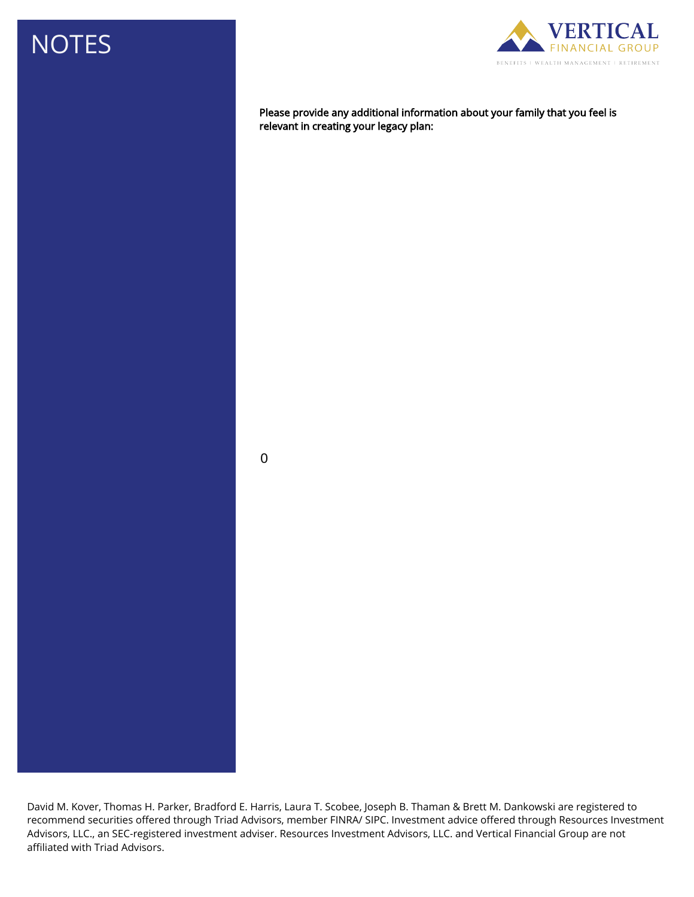# NOTES

VERTICAL
FINANCIAL GROUP
BENEFITS | WEALTH MANAGEMENT | RETIREMENT

**Please provide any additional information about your family that you feel is relevant in creating your legacy plan:**

0

David M. Kover, Thomas H. Parker, Bradford E. Harris, Laura T. Scobee, Joseph B. Thaman & Brett M. Dankowski are registered to recommend securities offered through Triad Advisors, member FINRA/ SIPC. Investment advice offered through Resources Investment Advisors, LLC., an SEC-registered investment adviser. Resources Investment Advisors, LLC. and Vertical Financial Group are not affiliated with Triad Advisors.